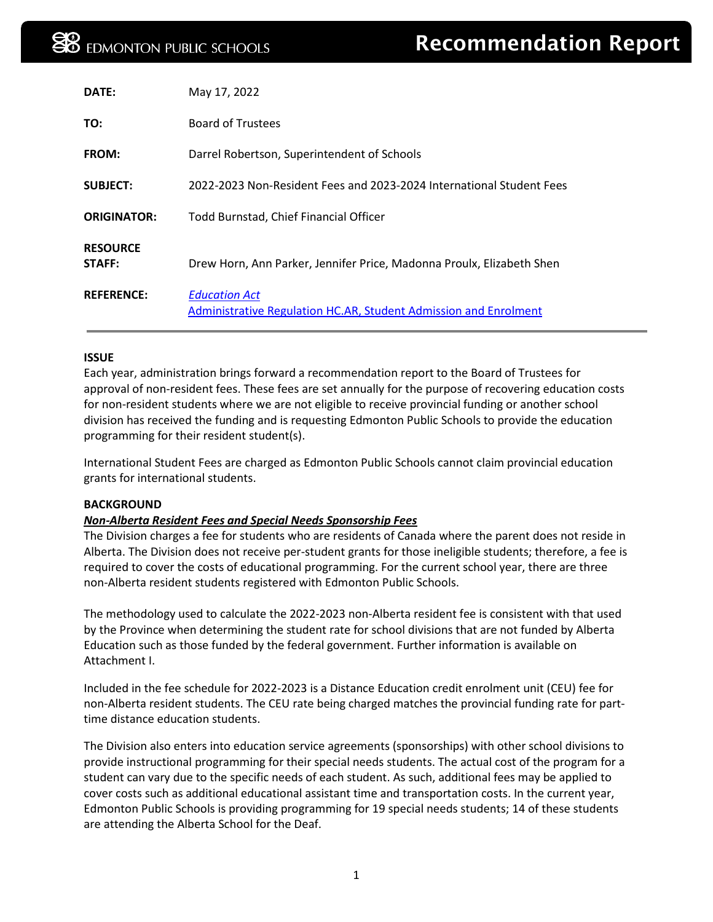# Recommendation Report

EDMONTON PUBLIC SCHOOLS

| | |
|---|---|
| **DATE:** | May 17, 2022 |
| **TO:** | Board of Trustees |
| **FROM:** | Darrel Robertson, Superintendent of Schools |
| **SUBJECT:** | 2022-2023 Non-Resident Fees and 2023-2024 International Student Fees |
| **ORIGINATOR:** | Todd Burnstad, Chief Financial Officer |
| **RESOURCE STAFF:** | Drew Horn, Ann Parker, Jennifer Price, Madonna Proulx, Elizabeth Shen |
| **REFERENCE:** | *Education Act*<br>Administrative Regulation HC.AR, Student Admission and Enrolment |

**ISSUE**

Each year, administration brings forward a recommendation report to the Board of Trustees for approval of non-resident fees. These fees are set annually for the purpose of recovering education costs for non-resident students where we are not eligible to receive provincial funding or another school division has received the funding and is requesting Edmonton Public Schools to provide the education programming for their resident student(s).

International Student Fees are charged as Edmonton Public Schools cannot claim provincial education grants for international students.

**BACKGROUND**

***Non-Alberta Resident Fees and Special Needs Sponsorship Fees***

The Division charges a fee for students who are residents of Canada where the parent does not reside in Alberta. The Division does not receive per-student grants for those ineligible students; therefore, a fee is required to cover the costs of educational programming. For the current school year, there are three non-Alberta resident students registered with Edmonton Public Schools.

The methodology used to calculate the 2022-2023 non-Alberta resident fee is consistent with that used by the Province when determining the student rate for school divisions that are not funded by Alberta Education such as those funded by the federal government. Further information is available on Attachment I.

Included in the fee schedule for 2022-2023 is a Distance Education credit enrolment unit (CEU) fee for non-Alberta resident students. The CEU rate being charged matches the provincial funding rate for part-time distance education students.

The Division also enters into education service agreements (sponsorships) with other school divisions to provide instructional programming for their special needs students. The actual cost of the program for a student can vary due to the specific needs of each student. As such, additional fees may be applied to cover costs such as additional educational assistant time and transportation costs. In the current year, Edmonton Public Schools is providing programming for 19 special needs students; 14 of these students are attending the Alberta School for the Deaf.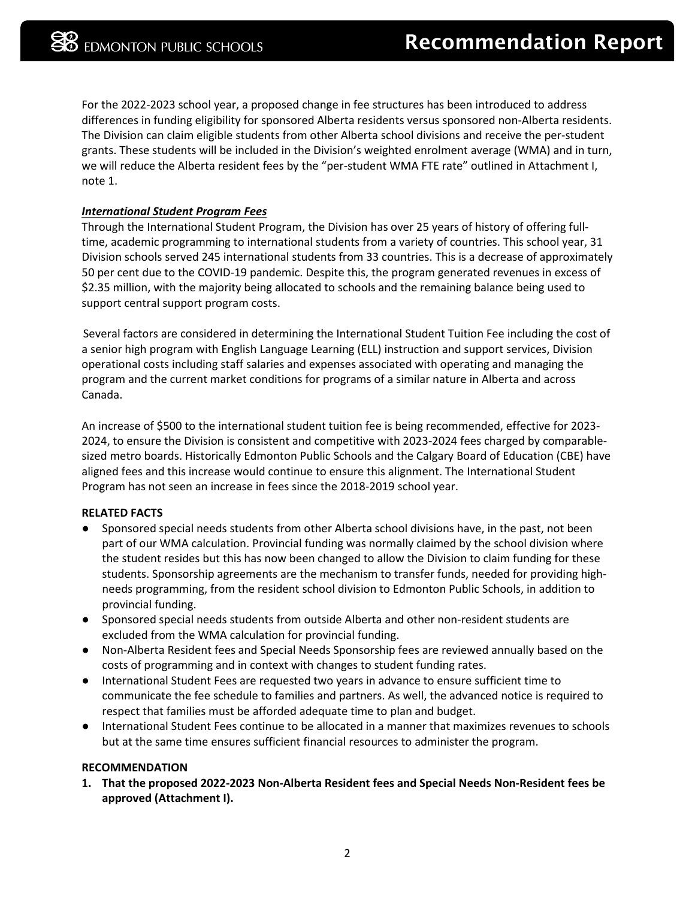For the 2022-2023 school year, a proposed change in fee structures has been introduced to address differences in funding eligibility for sponsored Alberta residents versus sponsored non-Alberta residents. The Division can claim eligible students from other Alberta school divisions and receive the per-student grants. These students will be included in the Division's weighted enrolment average (WMA) and in turn, we will reduce the Alberta resident fees by the "per-student WMA FTE rate" outlined in Attachment I, note 1.

***International Student Program Fees***

Through the International Student Program, the Division has over 25 years of history of offering full-time, academic programming to international students from a variety of countries. This school year, 31 Division schools served 245 international students from 33 countries. This is a decrease of approximately 50 per cent due to the COVID-19 pandemic. Despite this, the program generated revenues in excess of $2.35 million, with the majority being allocated to schools and the remaining balance being used to support central support program costs.

Several factors are considered in determining the International Student Tuition Fee including the cost of a senior high program with English Language Learning (ELL) instruction and support services, Division operational costs including staff salaries and expenses associated with operating and managing the program and the current market conditions for programs of a similar nature in Alberta and across Canada.

An increase of $500 to the international student tuition fee is being recommended, effective for 2023-2024, to ensure the Division is consistent and competitive with 2023-2024 fees charged by comparable-sized metro boards. Historically Edmonton Public Schools and the Calgary Board of Education (CBE) have aligned fees and this increase would continue to ensure this alignment. The International Student Program has not seen an increase in fees since the 2018-2019 school year.

**RELATED FACTS**

- Sponsored special needs students from other Alberta school divisions have, in the past, not been part of our WMA calculation. Provincial funding was normally claimed by the school division where the student resides but this has now been changed to allow the Division to claim funding for these students. Sponsorship agreements are the mechanism to transfer funds, needed for providing high-needs programming, from the resident school division to Edmonton Public Schools, in addition to provincial funding.
- Sponsored special needs students from outside Alberta and other non-resident students are excluded from the WMA calculation for provincial funding.
- Non-Alberta Resident fees and Special Needs Sponsorship fees are reviewed annually based on the costs of programming and in context with changes to student funding rates.
- International Student Fees are requested two years in advance to ensure sufficient time to communicate the fee schedule to families and partners. As well, the advanced notice is required to respect that families must be afforded adequate time to plan and budget.
- International Student Fees continue to be allocated in a manner that maximizes revenues to schools but at the same time ensures sufficient financial resources to administer the program.

**RECOMMENDATION**

1. **That the proposed 2022-2023 Non-Alberta Resident fees and Special Needs Non-Resident fees be approved (Attachment I).**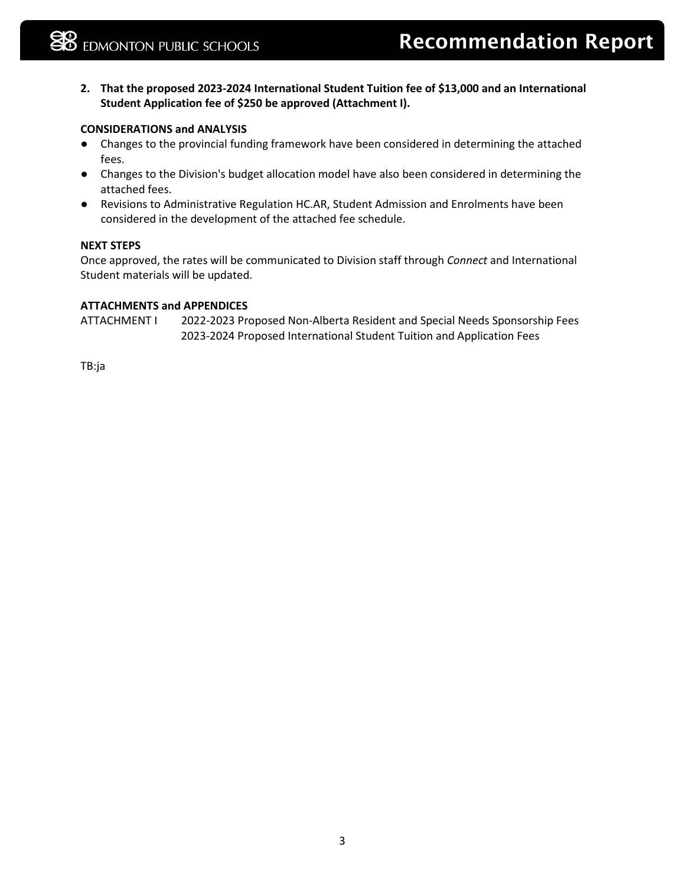2. **That the proposed 2023-2024 International Student Tuition fee of $13,000 and an International Student Application fee of $250 be approved (Attachment I).**

**CONSIDERATIONS and ANALYSIS**

- Changes to the provincial funding framework have been considered in determining the attached fees.
- Changes to the Division's budget allocation model have also been considered in determining the attached fees.
- Revisions to Administrative Regulation HC.AR, Student Admission and Enrolments have been considered in the development of the attached fee schedule.

**NEXT STEPS**

Once approved, the rates will be communicated to Division staff through *Connect* and International Student materials will be updated.

**ATTACHMENTS and APPENDICES**

ATTACHMENT I 2022-2023 Proposed Non-Alberta Resident and Special Needs Sponsorship Fees
2023-2024 Proposed International Student Tuition and Application Fees

TB:ja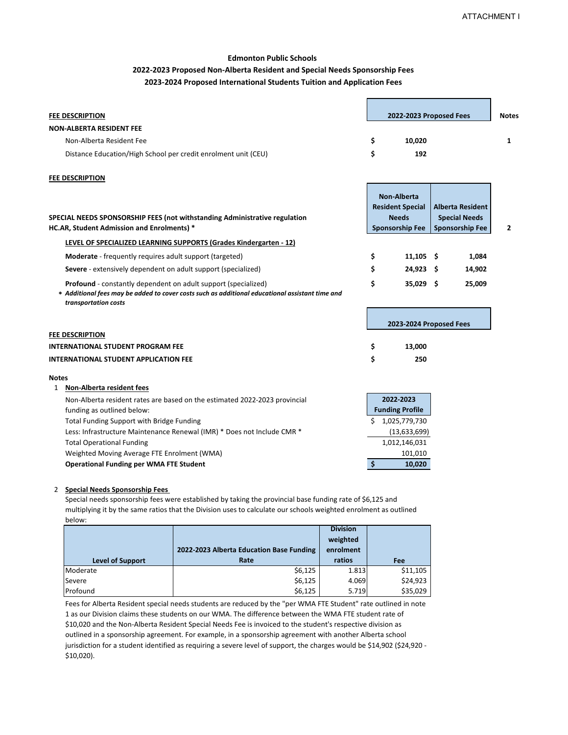ATTACHMENT I

## Edmonton Public Schools

## 2022-2023 Proposed Non-Alberta Resident and Special Needs Sponsorship Fees

## 2023-2024 Proposed International Students Tuition and Application Fees

| FEE DESCRIPTION | 2022-2023 Proposed Fees | Notes |
|---|---|---|
| **NON-ALBERTA RESIDENT FEE** | | |
| Non-Alberta Resident Fee | $ 10,020 | 1 |
| Distance Education/High School per credit enrolment unit (CEU) | $ 192 | |

| FEE DESCRIPTION | Non-Alberta Resident Special Needs Sponsorship Fee | Alberta Resident Special Needs Sponsorship Fee | |
|---|---|---|---|
| **SPECIAL NEEDS SPONSORSHIP FEES (not withstanding Administrative regulation HC.AR, Student Admission and Enrolments) *** | | | 2 |
| **LEVEL OF SPECIALIZED LEARNING SUPPORTS (Grades Kindergarten - 12)** | | | |
| **Moderate** - frequently requires adult support (targeted) | $ 11,105 | $ 1,084 | |
| **Severe** - extensively dependent on adult support (specialized) | $ 24,923 | $ 14,902 | |
| **Profound** - constantly dependent on adult support (specialized) | $ 35,029 | $ 25,009 | |

* ***Additional fees may be added to cover costs such as additional educational assistant time and transportation costs***

| FEE DESCRIPTION | 2023-2024 Proposed Fees |
|---|---|
| **INTERNATIONAL STUDENT PROGRAM FEE** | $ 13,000 |
| **INTERNATIONAL STUDENT APPLICATION FEE** | $ 250 |

**Notes**

1 **Non-Alberta resident fees**

Non-Alberta resident rates are based on the estimated 2022-2023 provincial funding as outlined below:

| | 2022-2023 Funding Profile |
|---|---|
| Total Funding Support with Bridge Funding | $ 1,025,779,730 |
| Less: Infrastructure Maintenance Renewal (IMR) * Does not Include CMR * | (13,633,699) |
| Total Operational Funding | 1,012,146,031 |
| Weighted Moving Average FTE Enrolment (WMA) | 101,010 |
| **Operational Funding per WMA FTE Student** | **$ 10,020** |

2 **Special Needs Sponsorship Fees**

Special needs sponsorship fees were established by taking the provincial base funding rate of $6,125 and multiplying it by the same ratios that the Division uses to calculate our schools weighted enrolment as outlined below:

| Level of Support | 2022-2023 Alberta Education Base Funding Rate | Division weighted enrolment ratios | Fee |
|---|---|---|---|
| Moderate | $6,125 | 1.813 | $11,105 |
| Severe | $6,125 | 4.069 | $24,923 |
| Profound | $6,125 | 5.719 | $35,029 |

Fees for Alberta Resident special needs students are reduced by the "per WMA FTE Student" rate outlined in note 1 as our Division claims these students on our WMA. The difference between the WMA FTE student rate of $10,020 and the Non-Alberta Resident Special Needs Fee is invoiced to the student's respective division as outlined in a sponsorship agreement. For example, in a sponsorship agreement with another Alberta school jurisdiction for a student identified as requiring a severe level of support, the charges would be $14,902 ($24,920 - $10,020).